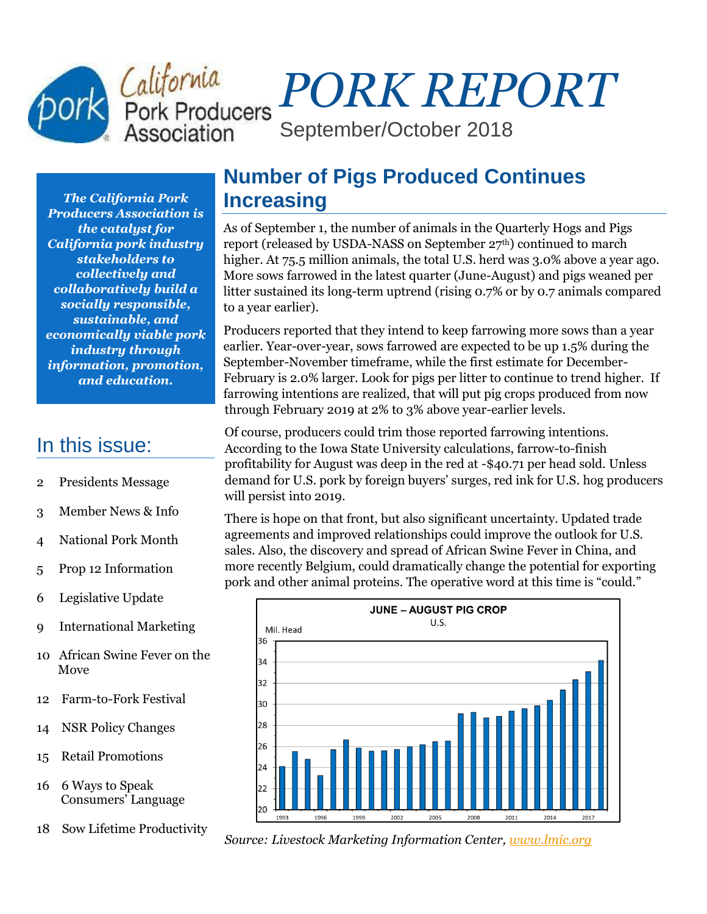# PORK REPORT

September/October 2018

California Pork Producers Association

***The California Pork Producers Association is the catalyst for California pork industry stakeholders to collectively and collaboratively build a socially responsible, sustainable, and economically viable pork industry through information, promotion, and education.***

## In this issue:

- 2 Presidents Message
- 3 Member News & Info
- 4 National Pork Month
- 5 Prop 12 Information
- 6 Legislative Update
- 9 International Marketing
- 10 African Swine Fever on the Move
- 12 Farm-to-Fork Festival
- 14 NSR Policy Changes
- 15 Retail Promotions
- 16 6 Ways to Speak Consumers' Language
- 18 Sow Lifetime Productivity

## Number of Pigs Produced Continues Increasing

As of September 1, the number of animals in the Quarterly Hogs and Pigs report (released by USDA-NASS on September 27th) continued to march higher. At 75.5 million animals, the total U.S. herd was 3.0% above a year ago. More sows farrowed in the latest quarter (June-August) and pigs weaned per litter sustained its long-term uptrend (rising 0.7% or by 0.7 animals compared to a year earlier).

Producers reported that they intend to keep farrowing more sows than a year earlier. Year-over-year, sows farrowed are expected to be up 1.5% during the September-November timeframe, while the first estimate for December-February is 2.0% larger. Look for pigs per litter to continue to trend higher. If farrowing intentions are realized, that will put pig crops produced from now through February 2019 at 2% to 3% above year-earlier levels.

Of course, producers could trim those reported farrowing intentions. According to the Iowa State University calculations, farrow-to-finish profitability for August was deep in the red at -$40.71 per head sold. Unless demand for U.S. pork by foreign buyers' surges, red ink for U.S. hog producers will persist into 2019.

There is hope on that front, but also significant uncertainty. Updated trade agreements and improved relationships could improve the outlook for U.S. sales. Also, the discovery and spread of African Swine Fever in China, and more recently Belgium, could dramatically change the potential for exporting pork and other animal proteins. The operative word at this time is "could."

**JUNE – AUGUST PIG CROP**
U.S.

*Source: Livestock Marketing Information Center, www.lmic.org*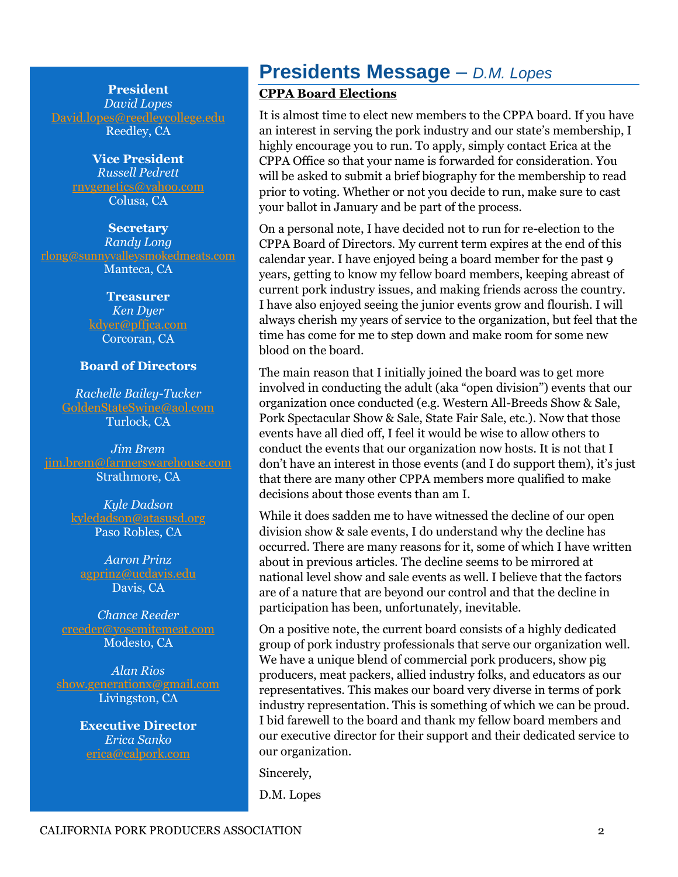**President**
*David Lopes*
David.lopes@reedleycollege.edu
Reedley, CA

**Vice President**
*Russell Pedrett*
rnvgenetics@yahoo.com
Colusa, CA

**Secretary**
*Randy Long*
rlong@sunnyvalleysmokedmeats.com
Manteca, CA

**Treasurer**
*Ken Dyer*
kdyer@pffjca.com
Corcoran, CA

**Board of Directors**

*Rachelle Bailey-Tucker*
GoldenStateSwine@aol.com
Turlock, CA

*Jim Brem*
jim.brem@farmerswarehouse.com
Strathmore, CA

*Kyle Dadson*
kyledadson@atasusd.org
Paso Robles, CA

*Aaron Prinz*
agprinz@ucdavis.edu
Davis, CA

*Chance Reeder*
creeder@yosemitemeat.com
Modesto, CA

*Alan Rios*
show.generationx@gmail.com
Livingston, CA

**Executive Director**
*Erica Sanko*
erica@calpork.com

# Presidents Message – *D.M. Lopes*

## CPPA Board Elections

It is almost time to elect new members to the CPPA board. If you have an interest in serving the pork industry and our state's membership, I highly encourage you to run. To apply, simply contact Erica at the CPPA Office so that your name is forwarded for consideration. You will be asked to submit a brief biography for the membership to read prior to voting. Whether or not you decide to run, make sure to cast your ballot in January and be part of the process.

On a personal note, I have decided not to run for re-election to the CPPA Board of Directors. My current term expires at the end of this calendar year. I have enjoyed being a board member for the past 9 years, getting to know my fellow board members, keeping abreast of current pork industry issues, and making friends across the country. I have also enjoyed seeing the junior events grow and flourish. I will always cherish my years of service to the organization, but feel that the time has come for me to step down and make room for some new blood on the board.

The main reason that I initially joined the board was to get more involved in conducting the adult (aka "open division") events that our organization once conducted (e.g. Western All-Breeds Show & Sale, Pork Spectacular Show & Sale, State Fair Sale, etc.). Now that those events have all died off, I feel it would be wise to allow others to conduct the events that our organization now hosts. It is not that I don't have an interest in those events (and I do support them), it's just that there are many other CPPA members more qualified to make decisions about those events than am I.

While it does sadden me to have witnessed the decline of our open division show & sale events, I do understand why the decline has occurred. There are many reasons for it, some of which I have written about in previous articles. The decline seems to be mirrored at national level show and sale events as well. I believe that the factors are of a nature that are beyond our control and that the decline in participation has been, unfortunately, inevitable.

On a positive note, the current board consists of a highly dedicated group of pork industry professionals that serve our organization well. We have a unique blend of commercial pork producers, show pig producers, meat packers, allied industry folks, and educators as our representatives. This makes our board very diverse in terms of pork industry representation. This is something of which we can be proud. I bid farewell to the board and thank my fellow board members and our executive director for their support and their dedicated service to our organization.

Sincerely,

D.M. Lopes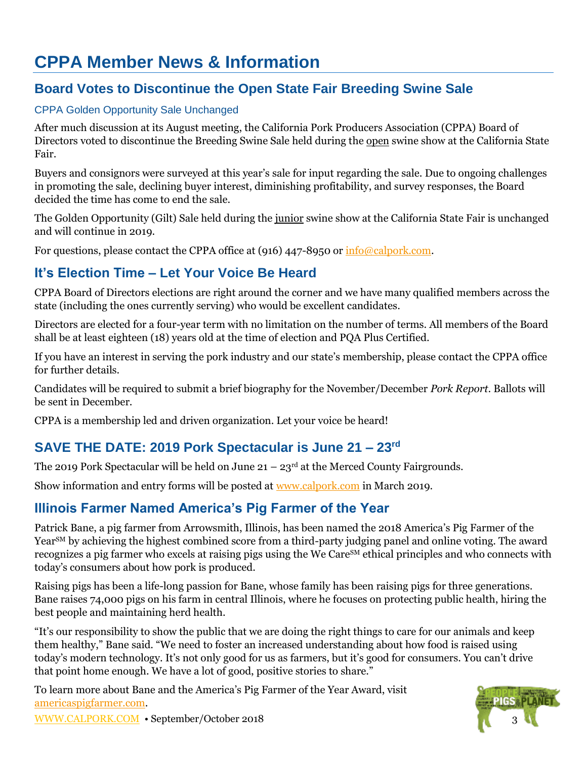# CPPA Member News & Information

## Board Votes to Discontinue the Open State Fair Breeding Swine Sale

### CPPA Golden Opportunity Sale Unchanged

After much discussion at its August meeting, the California Pork Producers Association (CPPA) Board of Directors voted to discontinue the Breeding Swine Sale held during the open swine show at the California State Fair.

Buyers and consignors were surveyed at this year's sale for input regarding the sale. Due to ongoing challenges in promoting the sale, declining buyer interest, diminishing profitability, and survey responses, the Board decided the time has come to end the sale.

The Golden Opportunity (Gilt) Sale held during the junior swine show at the California State Fair is unchanged and will continue in 2019.

For questions, please contact the CPPA office at (916) 447-8950 or info@calpork.com.

## It's Election Time – Let Your Voice Be Heard

CPPA Board of Directors elections are right around the corner and we have many qualified members across the state (including the ones currently serving) who would be excellent candidates.

Directors are elected for a four-year term with no limitation on the number of terms. All members of the Board shall be at least eighteen (18) years old at the time of election and PQA Plus Certified.

If you have an interest in serving the pork industry and our state's membership, please contact the CPPA office for further details.

Candidates will be required to submit a brief biography for the November/December *Pork Report*. Ballots will be sent in December.

CPPA is a membership led and driven organization. Let your voice be heard!

## SAVE THE DATE: 2019 Pork Spectacular is June 21 – 23rd

The 2019 Pork Spectacular will be held on June 21 – 23rd at the Merced County Fairgrounds.

Show information and entry forms will be posted at www.calpork.com in March 2019.

## Illinois Farmer Named America's Pig Farmer of the Year

Patrick Bane, a pig farmer from Arrowsmith, Illinois, has been named the 2018 America's Pig Farmer of the Year℠ by achieving the highest combined score from a third-party judging panel and online voting. The award recognizes a pig farmer who excels at raising pigs using the We Care℠ ethical principles and who connects with today's consumers about how pork is produced.

Raising pigs has been a life-long passion for Bane, whose family has been raising pigs for three generations. Bane raises 74,000 pigs on his farm in central Illinois, where he focuses on protecting public health, hiring the best people and maintaining herd health.

"It's our responsibility to show the public that we are doing the right things to care for our animals and keep them healthy," Bane said. "We need to foster an increased understanding about how food is raised using today's modern technology. It's not only good for us as farmers, but it's good for consumers. You can't drive that point home enough. We have a lot of good, positive stories to share."

To learn more about Bane and the America's Pig Farmer of the Year Award, visit americaspigfarmer.com.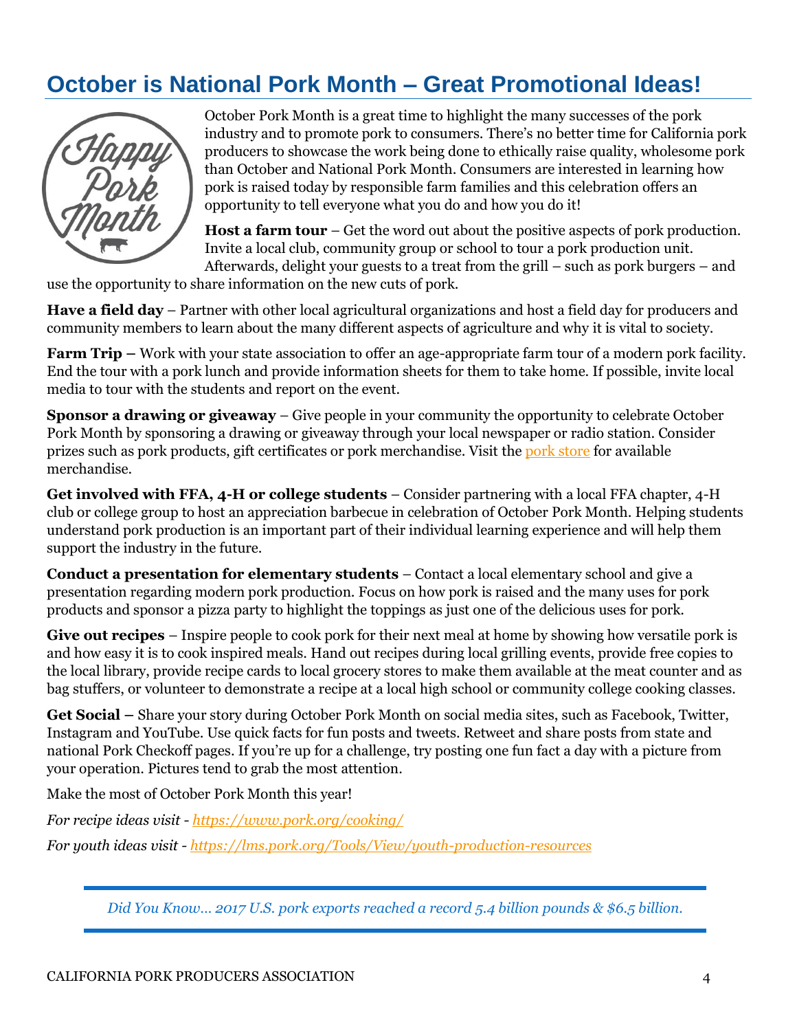# October is National Pork Month – Great Promotional Ideas!

October Pork Month is a great time to highlight the many successes of the pork industry and to promote pork to consumers. There's no better time for California pork producers to showcase the work being done to ethically raise quality, wholesome pork than October and National Pork Month. Consumers are interested in learning how pork is raised today by responsible farm families and this celebration offers an opportunity to tell everyone what you do and how you do it!

**Host a farm tour** – Get the word out about the positive aspects of pork production. Invite a local club, community group or school to tour a pork production unit. Afterwards, delight your guests to a treat from the grill – such as pork burgers – and use the opportunity to share information on the new cuts of pork.

**Have a field day** – Partner with other local agricultural organizations and host a field day for producers and community members to learn about the many different aspects of agriculture and why it is vital to society.

**Farm Trip –** Work with your state association to offer an age-appropriate farm tour of a modern pork facility. End the tour with a pork lunch and provide information sheets for them to take home. If possible, invite local media to tour with the students and report on the event.

**Sponsor a drawing or giveaway** – Give people in your community the opportunity to celebrate October Pork Month by sponsoring a drawing or giveaway through your local newspaper or radio station. Consider prizes such as pork products, gift certificates or pork merchandise. Visit the pork store for available merchandise.

**Get involved with FFA, 4-H or college students** – Consider partnering with a local FFA chapter, 4-H club or college group to host an appreciation barbecue in celebration of October Pork Month. Helping students understand pork production is an important part of their individual learning experience and will help them support the industry in the future.

**Conduct a presentation for elementary students** – Contact a local elementary school and give a presentation regarding modern pork production. Focus on how pork is raised and the many uses for pork products and sponsor a pizza party to highlight the toppings as just one of the delicious uses for pork.

**Give out recipes** – Inspire people to cook pork for their next meal at home by showing how versatile pork is and how easy it is to cook inspired meals. Hand out recipes during local grilling events, provide free copies to the local library, provide recipe cards to local grocery stores to make them available at the meat counter and as bag stuffers, or volunteer to demonstrate a recipe at a local high school or community college cooking classes.

**Get Social –** Share your story during October Pork Month on social media sites, such as Facebook, Twitter, Instagram and YouTube. Use quick facts for fun posts and tweets. Retweet and share posts from state and national Pork Checkoff pages. If you're up for a challenge, try posting one fun fact a day with a picture from your operation. Pictures tend to grab the most attention.

Make the most of October Pork Month this year!

*For recipe ideas visit - https://www.pork.org/cooking/*

*For youth ideas visit - https://lms.pork.org/Tools/View/youth-production-resources*

*Did You Know… 2017 U.S. pork exports reached a record 5.4 billion pounds & $6.5 billion.*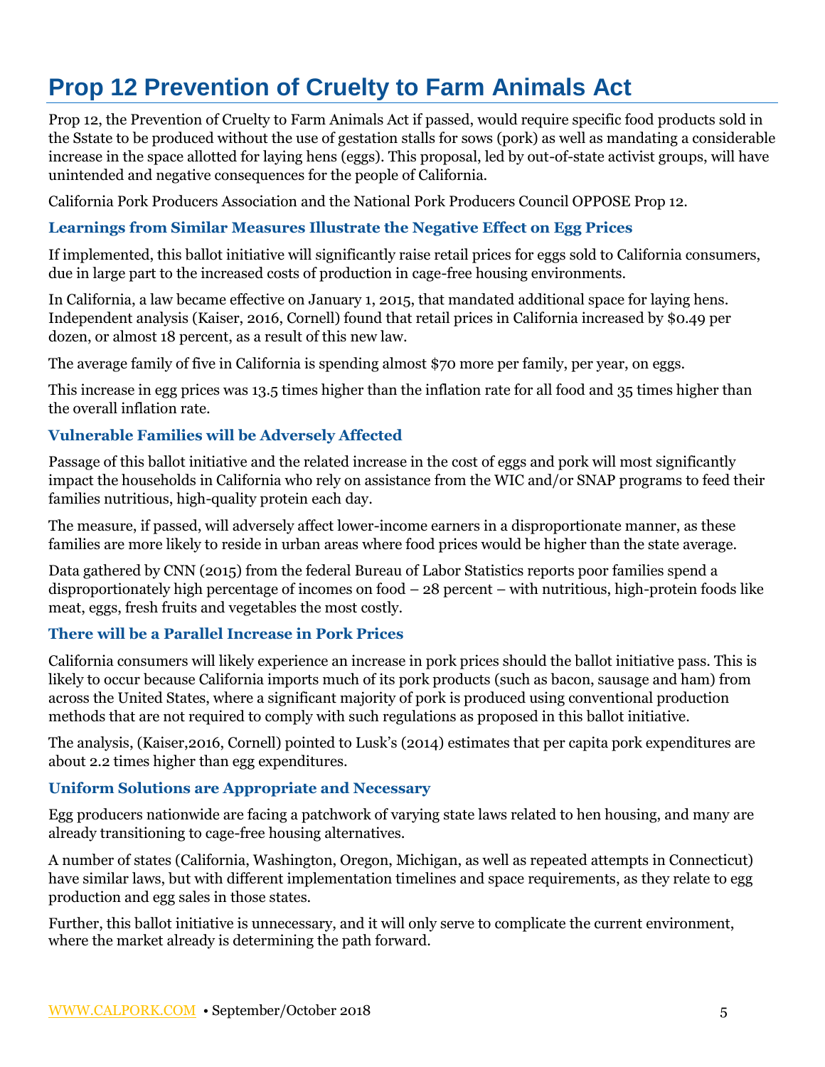# Prop 12 Prevention of Cruelty to Farm Animals Act

Prop 12, the Prevention of Cruelty to Farm Animals Act if passed, would require specific food products sold in the Sstate to be produced without the use of gestation stalls for sows (pork) as well as mandating a considerable increase in the space allotted for laying hens (eggs). This proposal, led by out-of-state activist groups, will have unintended and negative consequences for the people of California.

California Pork Producers Association and the National Pork Producers Council OPPOSE Prop 12.

### Learnings from Similar Measures Illustrate the Negative Effect on Egg Prices

If implemented, this ballot initiative will significantly raise retail prices for eggs sold to California consumers, due in large part to the increased costs of production in cage-free housing environments.

In California, a law became effective on January 1, 2015, that mandated additional space for laying hens. Independent analysis (Kaiser, 2016, Cornell) found that retail prices in California increased by $0.49 per dozen, or almost 18 percent, as a result of this new law.

The average family of five in California is spending almost $70 more per family, per year, on eggs.

This increase in egg prices was 13.5 times higher than the inflation rate for all food and 35 times higher than the overall inflation rate.

### Vulnerable Families will be Adversely Affected

Passage of this ballot initiative and the related increase in the cost of eggs and pork will most significantly impact the households in California who rely on assistance from the WIC and/or SNAP programs to feed their families nutritious, high-quality protein each day.

The measure, if passed, will adversely affect lower-income earners in a disproportionate manner, as these families are more likely to reside in urban areas where food prices would be higher than the state average.

Data gathered by CNN (2015) from the federal Bureau of Labor Statistics reports poor families spend a disproportionately high percentage of incomes on food – 28 percent – with nutritious, high-protein foods like meat, eggs, fresh fruits and vegetables the most costly.

### There will be a Parallel Increase in Pork Prices

California consumers will likely experience an increase in pork prices should the ballot initiative pass. This is likely to occur because California imports much of its pork products (such as bacon, sausage and ham) from across the United States, where a significant majority of pork is produced using conventional production methods that are not required to comply with such regulations as proposed in this ballot initiative.

The analysis, (Kaiser,2016, Cornell) pointed to Lusk's (2014) estimates that per capita pork expenditures are about 2.2 times higher than egg expenditures.

### Uniform Solutions are Appropriate and Necessary

Egg producers nationwide are facing a patchwork of varying state laws related to hen housing, and many are already transitioning to cage-free housing alternatives.

A number of states (California, Washington, Oregon, Michigan, as well as repeated attempts in Connecticut) have similar laws, but with different implementation timelines and space requirements, as they relate to egg production and egg sales in those states.

Further, this ballot initiative is unnecessary, and it will only serve to complicate the current environment, where the market already is determining the path forward.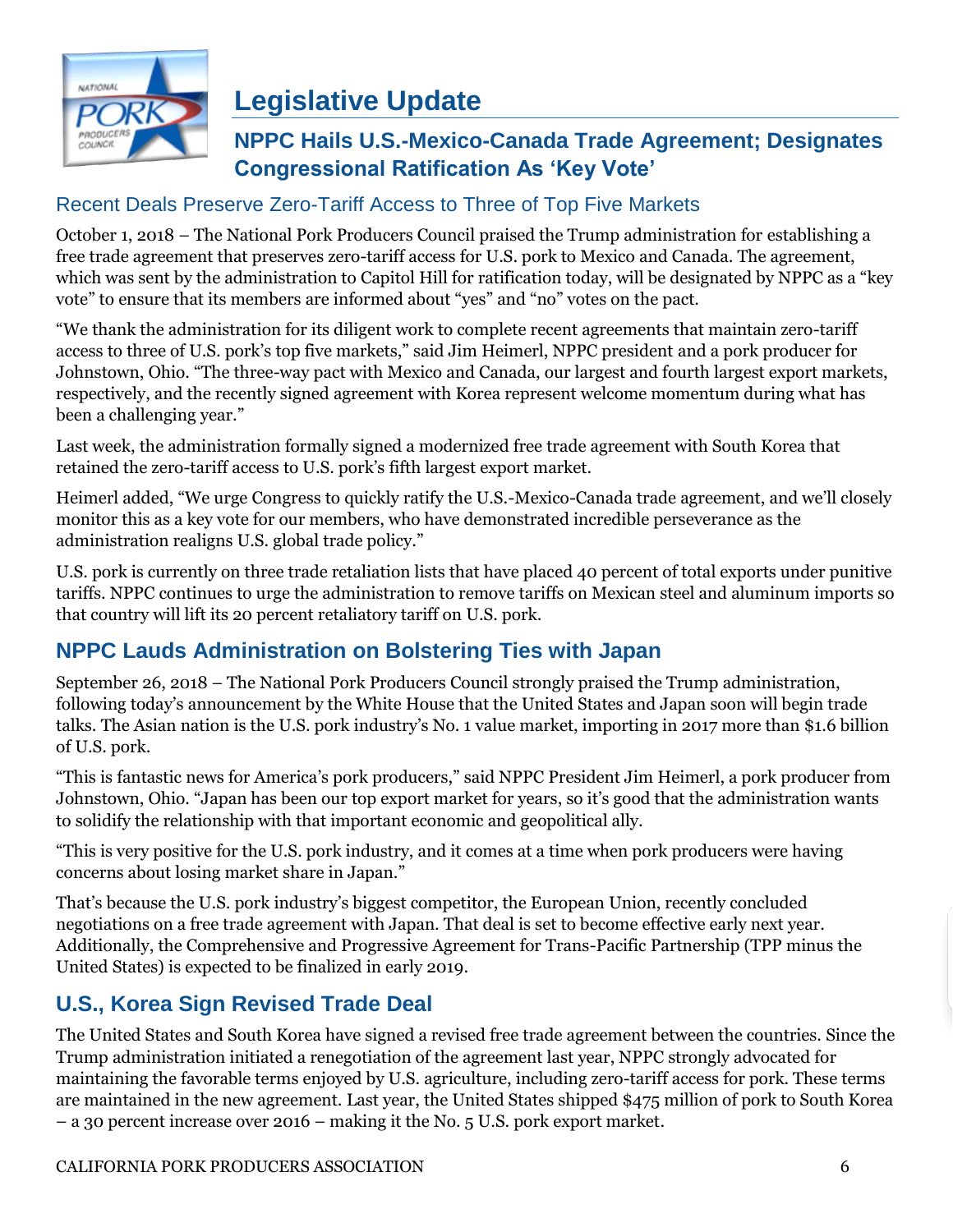# Legislative Update

## NPPC Hails U.S.-Mexico-Canada Trade Agreement; Designates Congressional Ratification As 'Key Vote'

### Recent Deals Preserve Zero-Tariff Access to Three of Top Five Markets

October 1, 2018 – The National Pork Producers Council praised the Trump administration for establishing a free trade agreement that preserves zero-tariff access for U.S. pork to Mexico and Canada. The agreement, which was sent by the administration to Capitol Hill for ratification today, will be designated by NPPC as a "key vote" to ensure that its members are informed about "yes" and "no" votes on the pact.

"We thank the administration for its diligent work to complete recent agreements that maintain zero-tariff access to three of U.S. pork's top five markets," said Jim Heimerl, NPPC president and a pork producer for Johnstown, Ohio. "The three-way pact with Mexico and Canada, our largest and fourth largest export markets, respectively, and the recently signed agreement with Korea represent welcome momentum during what has been a challenging year."

Last week, the administration formally signed a modernized free trade agreement with South Korea that retained the zero-tariff access to U.S. pork's fifth largest export market.

Heimerl added, "We urge Congress to quickly ratify the U.S.-Mexico-Canada trade agreement, and we'll closely monitor this as a key vote for our members, who have demonstrated incredible perseverance as the administration realigns U.S. global trade policy."

U.S. pork is currently on three trade retaliation lists that have placed 40 percent of total exports under punitive tariffs. NPPC continues to urge the administration to remove tariffs on Mexican steel and aluminum imports so that country will lift its 20 percent retaliatory tariff on U.S. pork.

## NPPC Lauds Administration on Bolstering Ties with Japan

September 26, 2018 – The National Pork Producers Council strongly praised the Trump administration, following today's announcement by the White House that the United States and Japan soon will begin trade talks. The Asian nation is the U.S. pork industry's No. 1 value market, importing in 2017 more than $1.6 billion of U.S. pork.

"This is fantastic news for America's pork producers," said NPPC President Jim Heimerl, a pork producer from Johnstown, Ohio. "Japan has been our top export market for years, so it's good that the administration wants to solidify the relationship with that important economic and geopolitical ally.

"This is very positive for the U.S. pork industry, and it comes at a time when pork producers were having concerns about losing market share in Japan."

That's because the U.S. pork industry's biggest competitor, the European Union, recently concluded negotiations on a free trade agreement with Japan. That deal is set to become effective early next year. Additionally, the Comprehensive and Progressive Agreement for Trans-Pacific Partnership (TPP minus the United States) is expected to be finalized in early 2019.

## U.S., Korea Sign Revised Trade Deal

The United States and South Korea have signed a revised free trade agreement between the countries. Since the Trump administration initiated a renegotiation of the agreement last year, NPPC strongly advocated for maintaining the favorable terms enjoyed by U.S. agriculture, including zero-tariff access for pork. These terms are maintained in the new agreement. Last year, the United States shipped $475 million of pork to South Korea – a 30 percent increase over 2016 – making it the No. 5 U.S. pork export market.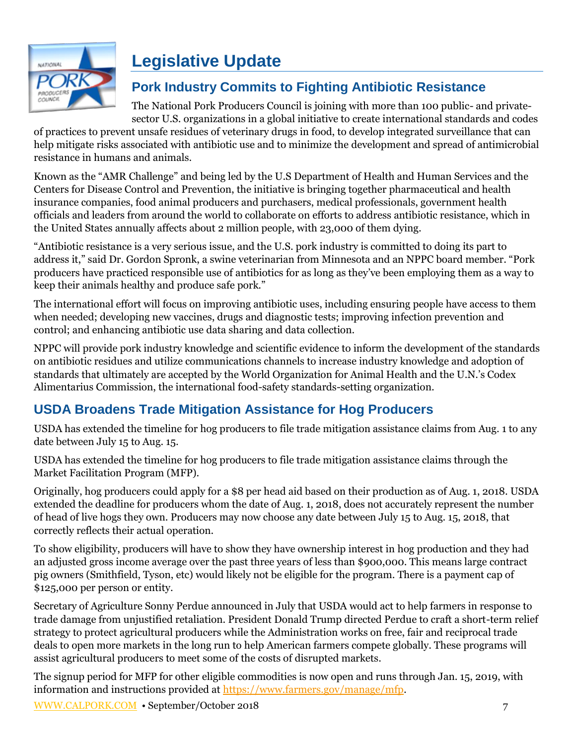# Legislative Update

## Pork Industry Commits to Fighting Antibiotic Resistance

The National Pork Producers Council is joining with more than 100 public- and private-sector U.S. organizations in a global initiative to create international standards and codes of practices to prevent unsafe residues of veterinary drugs in food, to develop integrated surveillance that can help mitigate risks associated with antibiotic use and to minimize the development and spread of antimicrobial resistance in humans and animals.

Known as the "AMR Challenge" and being led by the U.S Department of Health and Human Services and the Centers for Disease Control and Prevention, the initiative is bringing together pharmaceutical and health insurance companies, food animal producers and purchasers, medical professionals, government health officials and leaders from around the world to collaborate on efforts to address antibiotic resistance, which in the United States annually affects about 2 million people, with 23,000 of them dying.

"Antibiotic resistance is a very serious issue, and the U.S. pork industry is committed to doing its part to address it," said Dr. Gordon Spronk, a swine veterinarian from Minnesota and an NPPC board member. "Pork producers have practiced responsible use of antibiotics for as long as they've been employing them as a way to keep their animals healthy and produce safe pork."

The international effort will focus on improving antibiotic uses, including ensuring people have access to them when needed; developing new vaccines, drugs and diagnostic tests; improving infection prevention and control; and enhancing antibiotic use data sharing and data collection.

NPPC will provide pork industry knowledge and scientific evidence to inform the development of the standards on antibiotic residues and utilize communications channels to increase industry knowledge and adoption of standards that ultimately are accepted by the World Organization for Animal Health and the U.N.'s Codex Alimentarius Commission, the international food-safety standards-setting organization.

## USDA Broadens Trade Mitigation Assistance for Hog Producers

USDA has extended the timeline for hog producers to file trade mitigation assistance claims from Aug. 1 to any date between July 15 to Aug. 15.

USDA has extended the timeline for hog producers to file trade mitigation assistance claims through the Market Facilitation Program (MFP).

Originally, hog producers could apply for a $8 per head aid based on their production as of Aug. 1, 2018. USDA extended the deadline for producers whom the date of Aug. 1, 2018, does not accurately represent the number of head of live hogs they own. Producers may now choose any date between July 15 to Aug. 15, 2018, that correctly reflects their actual operation.

To show eligibility, producers will have to show they have ownership interest in hog production and they had an adjusted gross income average over the past three years of less than $900,000. This means large contract pig owners (Smithfield, Tyson, etc) would likely not be eligible for the program. There is a payment cap of $125,000 per person or entity.

Secretary of Agriculture Sonny Perdue announced in July that USDA would act to help farmers in response to trade damage from unjustified retaliation. President Donald Trump directed Perdue to craft a short-term relief strategy to protect agricultural producers while the Administration works on free, fair and reciprocal trade deals to open more markets in the long run to help American farmers compete globally. These programs will assist agricultural producers to meet some of the costs of disrupted markets.

The signup period for MFP for other eligible commodities is now open and runs through Jan. 15, 2019, with information and instructions provided at https://www.farmers.gov/manage/mfp.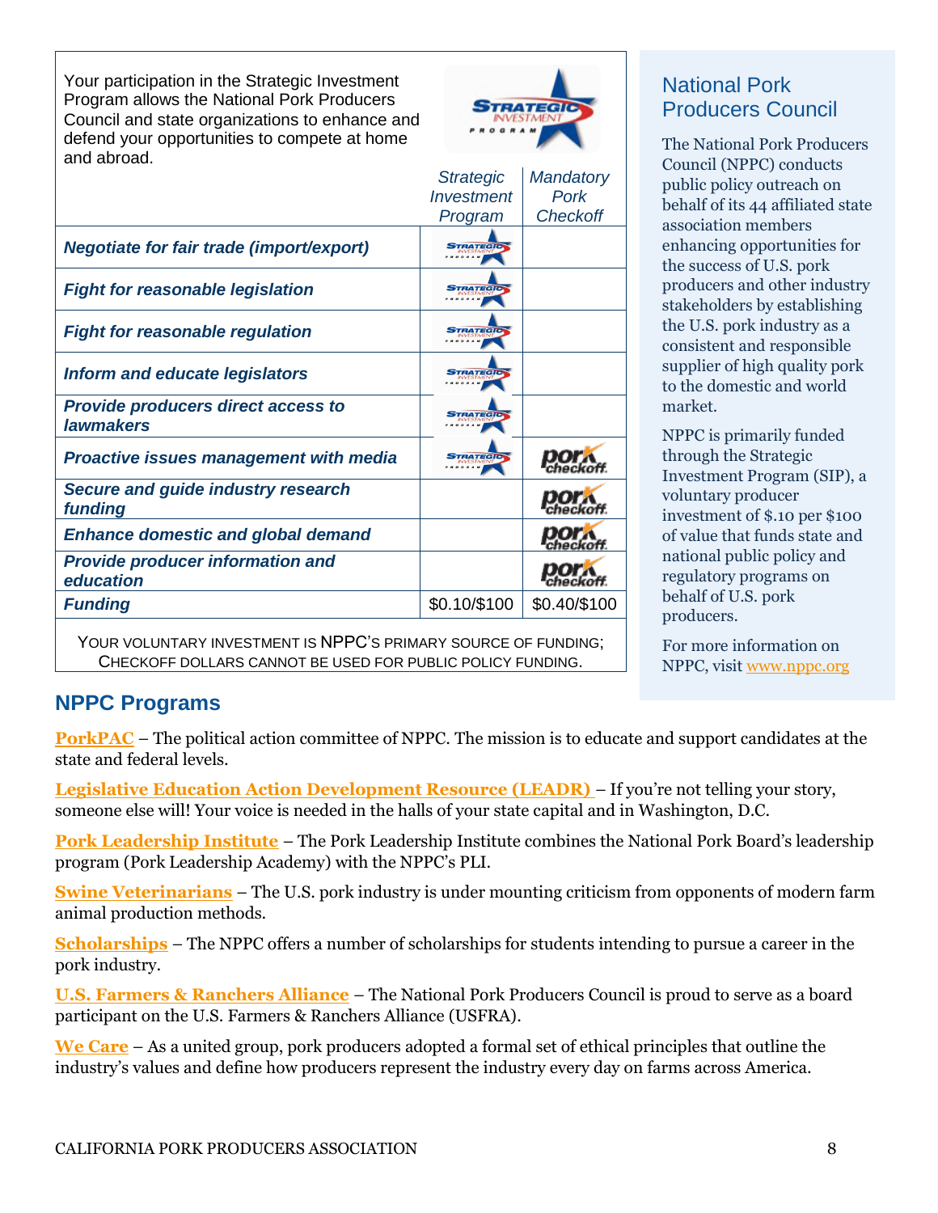Your participation in the Strategic Investment Program allows the National Pork Producers Council and state organizations to enhance and defend your opportunities to compete at home and abroad.

| | *Strategic Investment Program* | *Mandatory Pork Checkoff* |
|---|---|---|
| ***Negotiate for fair trade (import/export)*** | STRATEGIC INVESTMENT PROGRAM | |
| ***Fight for reasonable legislation*** | STRATEGIC INVESTMENT PROGRAM | |
| ***Fight for reasonable regulation*** | STRATEGIC INVESTMENT PROGRAM | |
| ***Inform and educate legislators*** | STRATEGIC INVESTMENT PROGRAM | |
| ***Provide producers direct access to lawmakers*** | STRATEGIC INVESTMENT PROGRAM | |
| ***Proactive issues management with media*** | STRATEGIC INVESTMENT PROGRAM | pork checkoff |
| ***Secure and guide industry research funding*** | | pork checkoff |
| ***Enhance domestic and global demand*** | | pork checkoff |
| ***Provide producer information and education*** | | pork checkoff |
| ***Funding*** | $0.10/$100 | $0.40/$100 |

YOUR VOLUNTARY INVESTMENT IS NPPC'S PRIMARY SOURCE OF FUNDING; CHECKOFF DOLLARS CANNOT BE USED FOR PUBLIC POLICY FUNDING.

## National Pork Producers Council

The National Pork Producers Council (NPPC) conducts public policy outreach on behalf of its 44 affiliated state association members enhancing opportunities for the success of U.S. pork producers and other industry stakeholders by establishing the U.S. pork industry as a consistent and responsible supplier of high quality pork to the domestic and world market.

NPPC is primarily funded through the Strategic Investment Program (SIP), a voluntary producer investment of $.10 per $100 of value that funds state and national public policy and regulatory programs on behalf of U.S. pork producers.

For more information on NPPC, visit www.nppc.org

## NPPC Programs

**PorkPAC** – The political action committee of NPPC. The mission is to educate and support candidates at the state and federal levels.

**Legislative Education Action Development Resource (LEADR)** – If you're not telling your story, someone else will! Your voice is needed in the halls of your state capital and in Washington, D.C.

**Pork Leadership Institute** – The Pork Leadership Institute combines the National Pork Board's leadership program (Pork Leadership Academy) with the NPPC's PLI.

**Swine Veterinarians** – The U.S. pork industry is under mounting criticism from opponents of modern farm animal production methods.

**Scholarships** – The NPPC offers a number of scholarships for students intending to pursue a career in the pork industry.

**U.S. Farmers & Ranchers Alliance** – The National Pork Producers Council is proud to serve as a board participant on the U.S. Farmers & Ranchers Alliance (USFRA).

**We Care** – As a united group, pork producers adopted a formal set of ethical principles that outline the industry's values and define how producers represent the industry every day on farms across America.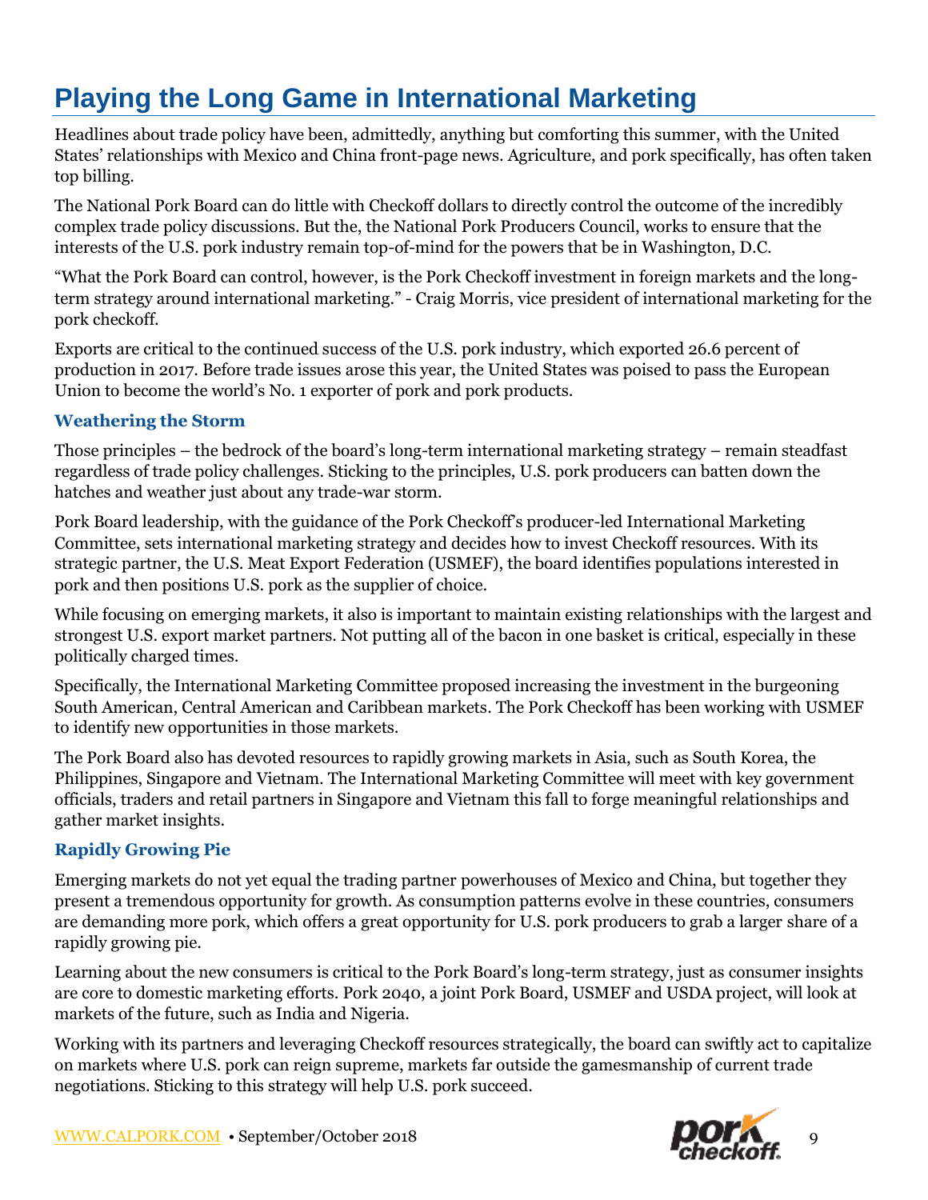# Playing the Long Game in International Marketing

Headlines about trade policy have been, admittedly, anything but comforting this summer, with the United States' relationships with Mexico and China front-page news. Agriculture, and pork specifically, has often taken top billing.

The National Pork Board can do little with Checkoff dollars to directly control the outcome of the incredibly complex trade policy discussions. But the, the National Pork Producers Council, works to ensure that the interests of the U.S. pork industry remain top-of-mind for the powers that be in Washington, D.C.

"What the Pork Board can control, however, is the Pork Checkoff investment in foreign markets and the long-term strategy around international marketing." - Craig Morris, vice president of international marketing for the pork checkoff.

Exports are critical to the continued success of the U.S. pork industry, which exported 26.6 percent of production in 2017. Before trade issues arose this year, the United States was poised to pass the European Union to become the world's No. 1 exporter of pork and pork products.

### Weathering the Storm

Those principles – the bedrock of the board's long-term international marketing strategy – remain steadfast regardless of trade policy challenges. Sticking to the principles, U.S. pork producers can batten down the hatches and weather just about any trade-war storm.

Pork Board leadership, with the guidance of the Pork Checkoff's producer-led International Marketing Committee, sets international marketing strategy and decides how to invest Checkoff resources. With its strategic partner, the U.S. Meat Export Federation (USMEF), the board identifies populations interested in pork and then positions U.S. pork as the supplier of choice.

While focusing on emerging markets, it also is important to maintain existing relationships with the largest and strongest U.S. export market partners. Not putting all of the bacon in one basket is critical, especially in these politically charged times.

Specifically, the International Marketing Committee proposed increasing the investment in the burgeoning South American, Central American and Caribbean markets. The Pork Checkoff has been working with USMEF to identify new opportunities in those markets.

The Pork Board also has devoted resources to rapidly growing markets in Asia, such as South Korea, the Philippines, Singapore and Vietnam. The International Marketing Committee will meet with key government officials, traders and retail partners in Singapore and Vietnam this fall to forge meaningful relationships and gather market insights.

### Rapidly Growing Pie

Emerging markets do not yet equal the trading partner powerhouses of Mexico and China, but together they present a tremendous opportunity for growth. As consumption patterns evolve in these countries, consumers are demanding more pork, which offers a great opportunity for U.S. pork producers to grab a larger share of a rapidly growing pie.

Learning about the new consumers is critical to the Pork Board's long-term strategy, just as consumer insights are core to domestic marketing efforts. Pork 2040, a joint Pork Board, USMEF and USDA project, will look at markets of the future, such as India and Nigeria.

Working with its partners and leveraging Checkoff resources strategically, the board can swiftly act to capitalize on markets where U.S. pork can reign supreme, markets far outside the gamesmanship of current trade negotiations. Sticking to this strategy will help U.S. pork succeed.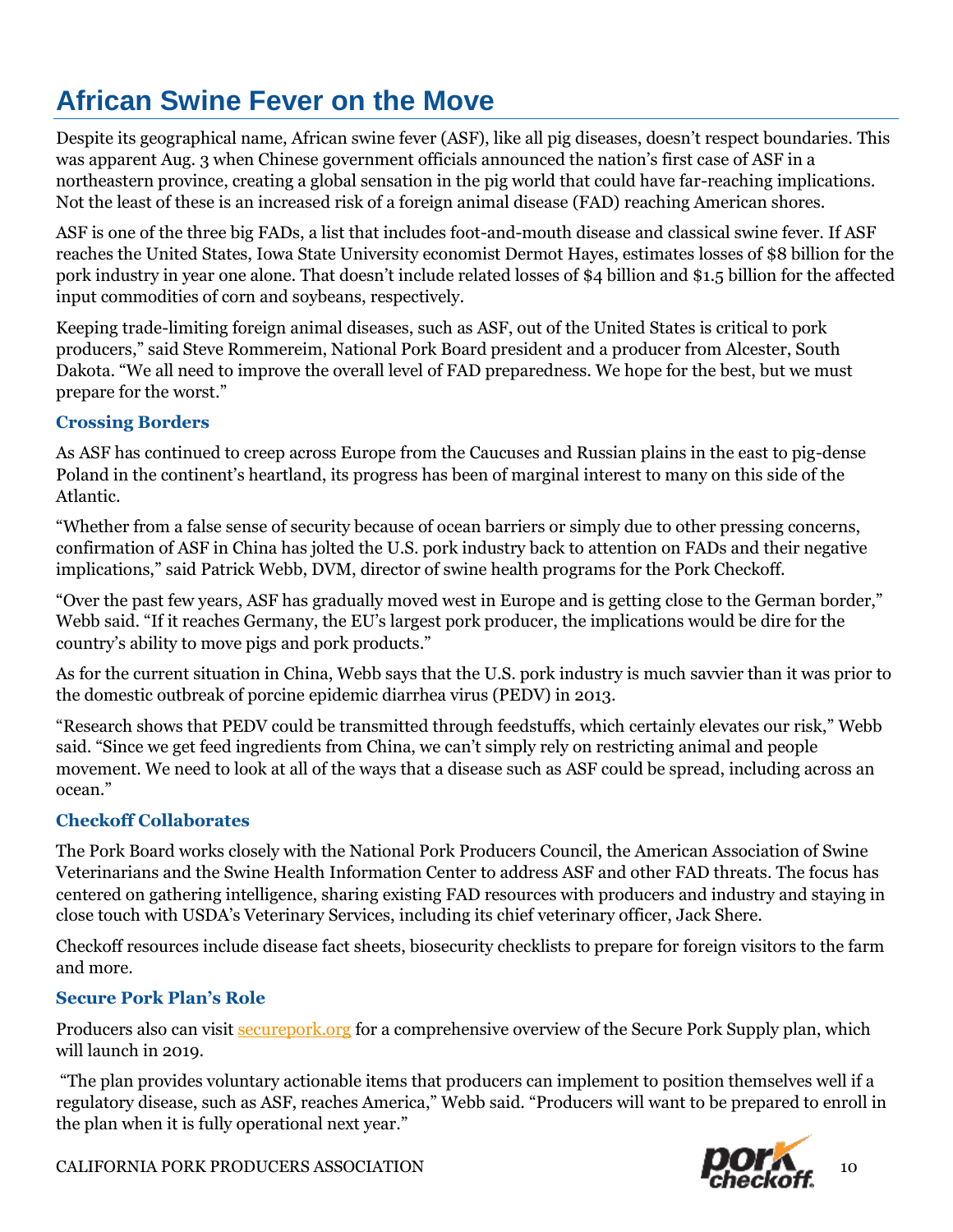# African Swine Fever on the Move

Despite its geographical name, African swine fever (ASF), like all pig diseases, doesn't respect boundaries. This was apparent Aug. 3 when Chinese government officials announced the nation's first case of ASF in a northeastern province, creating a global sensation in the pig world that could have far-reaching implications. Not the least of these is an increased risk of a foreign animal disease (FAD) reaching American shores.

ASF is one of the three big FADs, a list that includes foot-and-mouth disease and classical swine fever. If ASF reaches the United States, Iowa State University economist Dermot Hayes, estimates losses of $8 billion for the pork industry in year one alone. That doesn't include related losses of $4 billion and $1.5 billion for the affected input commodities of corn and soybeans, respectively.

Keeping trade-limiting foreign animal diseases, such as ASF, out of the United States is critical to pork producers," said Steve Rommereim, National Pork Board president and a producer from Alcester, South Dakota. "We all need to improve the overall level of FAD preparedness. We hope for the best, but we must prepare for the worst."

### Crossing Borders

As ASF has continued to creep across Europe from the Caucuses and Russian plains in the east to pig-dense Poland in the continent's heartland, its progress has been of marginal interest to many on this side of the Atlantic.

"Whether from a false sense of security because of ocean barriers or simply due to other pressing concerns, confirmation of ASF in China has jolted the U.S. pork industry back to attention on FADs and their negative implications," said Patrick Webb, DVM, director of swine health programs for the Pork Checkoff.

"Over the past few years, ASF has gradually moved west in Europe and is getting close to the German border," Webb said. "If it reaches Germany, the EU's largest pork producer, the implications would be dire for the country's ability to move pigs and pork products."

As for the current situation in China, Webb says that the U.S. pork industry is much savvier than it was prior to the domestic outbreak of porcine epidemic diarrhea virus (PEDV) in 2013.

"Research shows that PEDV could be transmitted through feedstuffs, which certainly elevates our risk," Webb said. "Since we get feed ingredients from China, we can't simply rely on restricting animal and people movement. We need to look at all of the ways that a disease such as ASF could be spread, including across an ocean."

### Checkoff Collaborates

The Pork Board works closely with the National Pork Producers Council, the American Association of Swine Veterinarians and the Swine Health Information Center to address ASF and other FAD threats. The focus has centered on gathering intelligence, sharing existing FAD resources with producers and industry and staying in close touch with USDA's Veterinary Services, including its chief veterinary officer, Jack Shere.

Checkoff resources include disease fact sheets, biosecurity checklists to prepare for foreign visitors to the farm and more.

### Secure Pork Plan's Role

Producers also can visit securepork.org for a comprehensive overview of the Secure Pork Supply plan, which will launch in 2019.

"The plan provides voluntary actionable items that producers can implement to position themselves well if a regulatory disease, such as ASF, reaches America," Webb said. "Producers will want to be prepared to enroll in the plan when it is fully operational next year."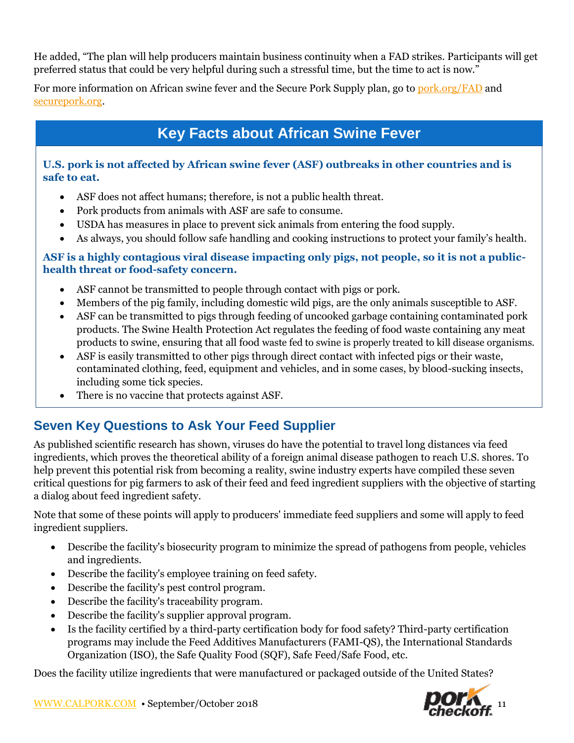He added, "The plan will help producers maintain business continuity when a FAD strikes. Participants will get preferred status that could be very helpful during such a stressful time, but the time to act is now."

For more information on African swine fever and the Secure Pork Supply plan, go to pork.org/FAD and securepork.org.

## Key Facts about African Swine Fever

**U.S. pork is not affected by African swine fever (ASF) outbreaks in other countries and is safe to eat.**

- ASF does not affect humans; therefore, is not a public health threat.
- Pork products from animals with ASF are safe to consume.
- USDA has measures in place to prevent sick animals from entering the food supply.
- As always, you should follow safe handling and cooking instructions to protect your family's health.

**ASF is a highly contagious viral disease impacting only pigs, not people, so it is not a public-health threat or food-safety concern.**

- ASF cannot be transmitted to people through contact with pigs or pork.
- Members of the pig family, including domestic wild pigs, are the only animals susceptible to ASF.
- ASF can be transmitted to pigs through feeding of uncooked garbage containing contaminated pork products. The Swine Health Protection Act regulates the feeding of food waste containing any meat products to swine, ensuring that all food waste fed to swine is properly treated to kill disease organisms.
- ASF is easily transmitted to other pigs through direct contact with infected pigs or their waste, contaminated clothing, feed, equipment and vehicles, and in some cases, by blood-sucking insects, including some tick species.
- There is no vaccine that protects against ASF.

## Seven Key Questions to Ask Your Feed Supplier

As published scientific research has shown, viruses do have the potential to travel long distances via feed ingredients, which proves the theoretical ability of a foreign animal disease pathogen to reach U.S. shores. To help prevent this potential risk from becoming a reality, swine industry experts have compiled these seven critical questions for pig farmers to ask of their feed and feed ingredient suppliers with the objective of starting a dialog about feed ingredient safety.

Note that some of these points will apply to producers' immediate feed suppliers and some will apply to feed ingredient suppliers.

- Describe the facility's biosecurity program to minimize the spread of pathogens from people, vehicles and ingredients.
- Describe the facility's employee training on feed safety.
- Describe the facility's pest control program.
- Describe the facility's traceability program.
- Describe the facility's supplier approval program.
- Is the facility certified by a third-party certification body for food safety? Third-party certification programs may include the Feed Additives Manufacturers (FAMI-QS), the International Standards Organization (ISO), the Safe Quality Food (SQF), Safe Feed/Safe Food, etc.

Does the facility utilize ingredients that were manufactured or packaged outside of the United States?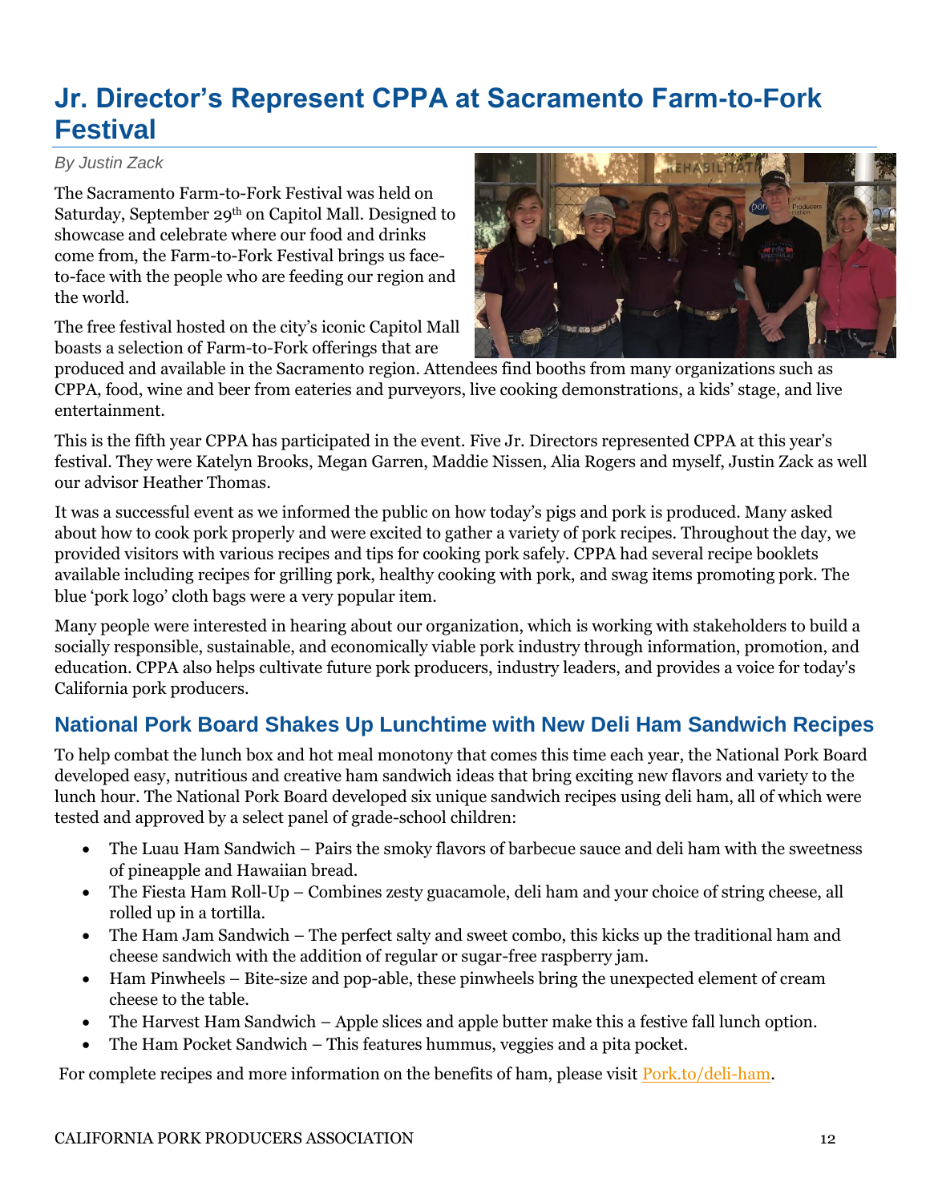# Jr. Director's Represent CPPA at Sacramento Farm-to-Fork Festival

*By Justin Zack*

The Sacramento Farm-to-Fork Festival was held on Saturday, September 29th on Capitol Mall. Designed to showcase and celebrate where our food and drinks come from, the Farm-to-Fork Festival brings us face-to-face with the people who are feeding our region and the world.

The free festival hosted on the city's iconic Capitol Mall boasts a selection of Farm-to-Fork offerings that are produced and available in the Sacramento region. Attendees find booths from many organizations such as CPPA, food, wine and beer from eateries and purveyors, live cooking demonstrations, a kids' stage, and live entertainment.

This is the fifth year CPPA has participated in the event. Five Jr. Directors represented CPPA at this year's festival. They were Katelyn Brooks, Megan Garren, Maddie Nissen, Alia Rogers and myself, Justin Zack as well our advisor Heather Thomas.

It was a successful event as we informed the public on how today's pigs and pork is produced. Many asked about how to cook pork properly and were excited to gather a variety of pork recipes. Throughout the day, we provided visitors with various recipes and tips for cooking pork safely. CPPA had several recipe booklets available including recipes for grilling pork, healthy cooking with pork, and swag items promoting pork. The blue 'pork logo' cloth bags were a very popular item.

Many people were interested in hearing about our organization, which is working with stakeholders to build a socially responsible, sustainable, and economically viable pork industry through information, promotion, and education. CPPA also helps cultivate future pork producers, industry leaders, and provides a voice for today's California pork producers.

## National Pork Board Shakes Up Lunchtime with New Deli Ham Sandwich Recipes

To help combat the lunch box and hot meal monotony that comes this time each year, the National Pork Board developed easy, nutritious and creative ham sandwich ideas that bring exciting new flavors and variety to the lunch hour. The National Pork Board developed six unique sandwich recipes using deli ham, all of which were tested and approved by a select panel of grade-school children:

- The Luau Ham Sandwich – Pairs the smoky flavors of barbecue sauce and deli ham with the sweetness of pineapple and Hawaiian bread.
- The Fiesta Ham Roll-Up – Combines zesty guacamole, deli ham and your choice of string cheese, all rolled up in a tortilla.
- The Ham Jam Sandwich – The perfect salty and sweet combo, this kicks up the traditional ham and cheese sandwich with the addition of regular or sugar-free raspberry jam.
- Ham Pinwheels – Bite-size and pop-able, these pinwheels bring the unexpected element of cream cheese to the table.
- The Harvest Ham Sandwich – Apple slices and apple butter make this a festive fall lunch option.
- The Ham Pocket Sandwich – This features hummus, veggies and a pita pocket.

For complete recipes and more information on the benefits of ham, please visit Pork.to/deli-ham.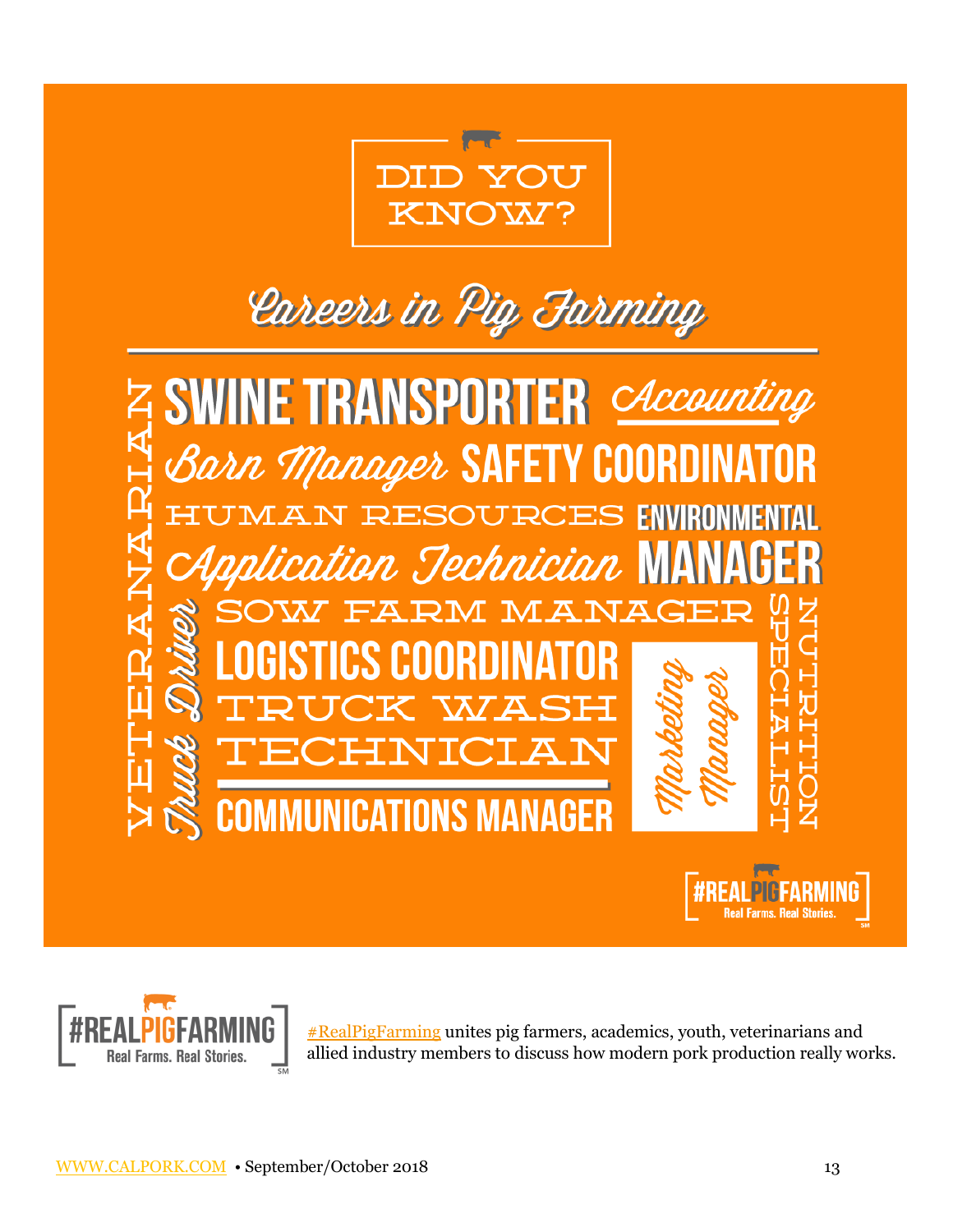# DID YOU KNOW?

## Careers in Pig Farming

- VETERANARIAN
- SWINE TRANSPORTER
- Accounting
- Barn Manager
- SAFETY COORDINATOR
- HUMAN RESOURCES
- ENVIRONMENTAL MANAGER
- Application Technician
- Truck Driver
- SOW FARM MANAGER
- LOGISTICS COORDINATOR
- TRUCK WASH TECHNICIAN
- COMMUNICATIONS MANAGER
- Marketing Manager
- NUTRITION SPECIALIST

#REALPIGFARMING Real Farms. Real Stories.

#REALPIGFARMING Real Farms. Real Stories.

#RealPigFarming unites pig farmers, academics, youth, veterinarians and allied industry members to discuss how modern pork production really works.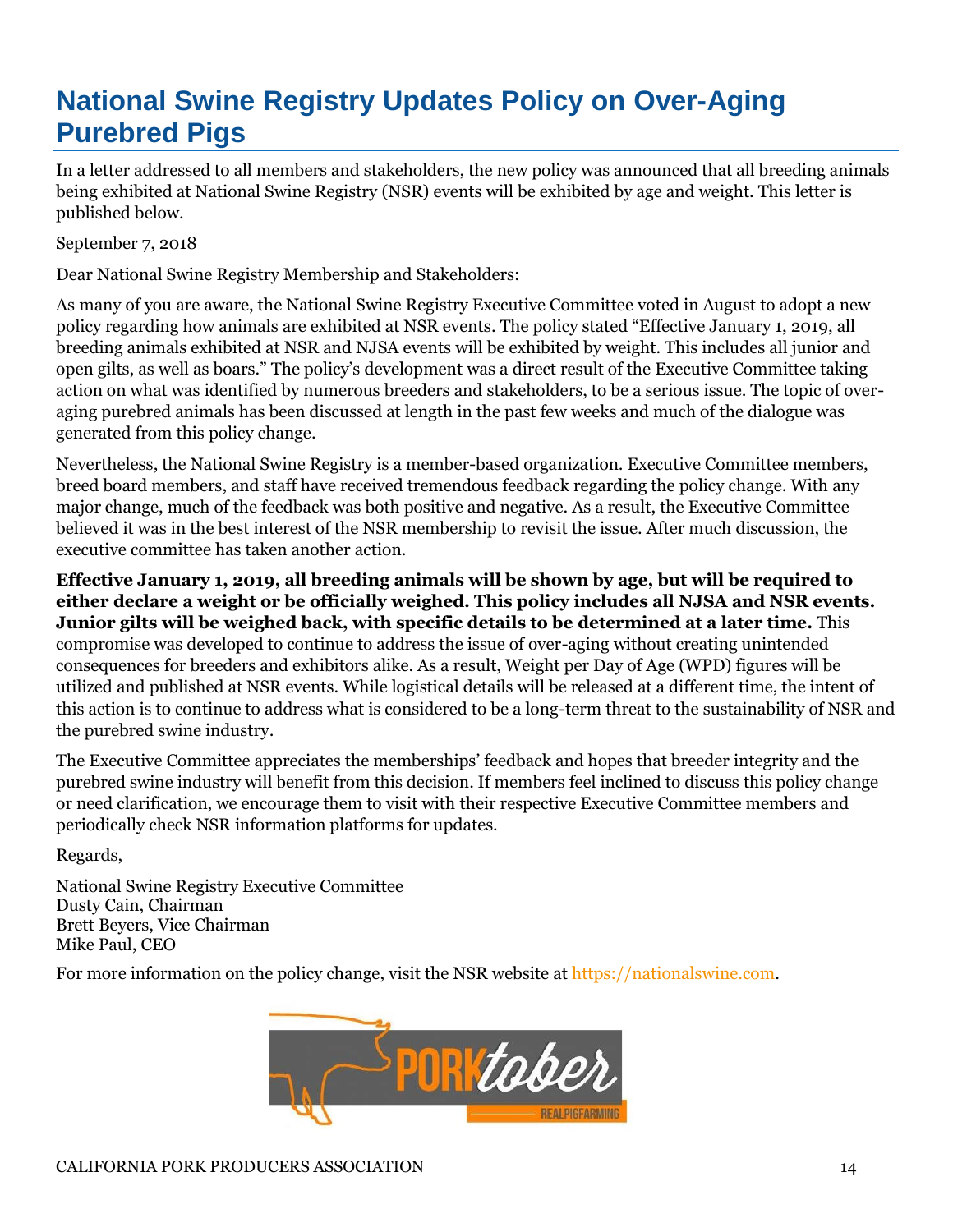# National Swine Registry Updates Policy on Over-Aging Purebred Pigs

In a letter addressed to all members and stakeholders, the new policy was announced that all breeding animals being exhibited at National Swine Registry (NSR) events will be exhibited by age and weight. This letter is published below.

September 7, 2018

Dear National Swine Registry Membership and Stakeholders:

As many of you are aware, the National Swine Registry Executive Committee voted in August to adopt a new policy regarding how animals are exhibited at NSR events. The policy stated "Effective January 1, 2019, all breeding animals exhibited at NSR and NJSA events will be exhibited by weight. This includes all junior and open gilts, as well as boars." The policy's development was a direct result of the Executive Committee taking action on what was identified by numerous breeders and stakeholders, to be a serious issue. The topic of over-aging purebred animals has been discussed at length in the past few weeks and much of the dialogue was generated from this policy change.

Nevertheless, the National Swine Registry is a member-based organization. Executive Committee members, breed board members, and staff have received tremendous feedback regarding the policy change. With any major change, much of the feedback was both positive and negative. As a result, the Executive Committee believed it was in the best interest of the NSR membership to revisit the issue. After much discussion, the executive committee has taken another action.

**Effective January 1, 2019, all breeding animals will be shown by age, but will be required to either declare a weight or be officially weighed. This policy includes all NJSA and NSR events. Junior gilts will be weighed back, with specific details to be determined at a later time.** This compromise was developed to continue to address the issue of over-aging without creating unintended consequences for breeders and exhibitors alike. As a result, Weight per Day of Age (WPD) figures will be utilized and published at NSR events. While logistical details will be released at a different time, the intent of this action is to continue to address what is considered to be a long-term threat to the sustainability of NSR and the purebred swine industry.

The Executive Committee appreciates the memberships' feedback and hopes that breeder integrity and the purebred swine industry will benefit from this decision. If members feel inclined to discuss this policy change or need clarification, we encourage them to visit with their respective Executive Committee members and periodically check NSR information platforms for updates.

Regards,

National Swine Registry Executive Committee
Dusty Cain, Chairman
Brett Beyers, Vice Chairman
Mike Paul, CEO

For more information on the policy change, visit the NSR website at https://nationalswine.com.

PORKtober
REALPIGFARMING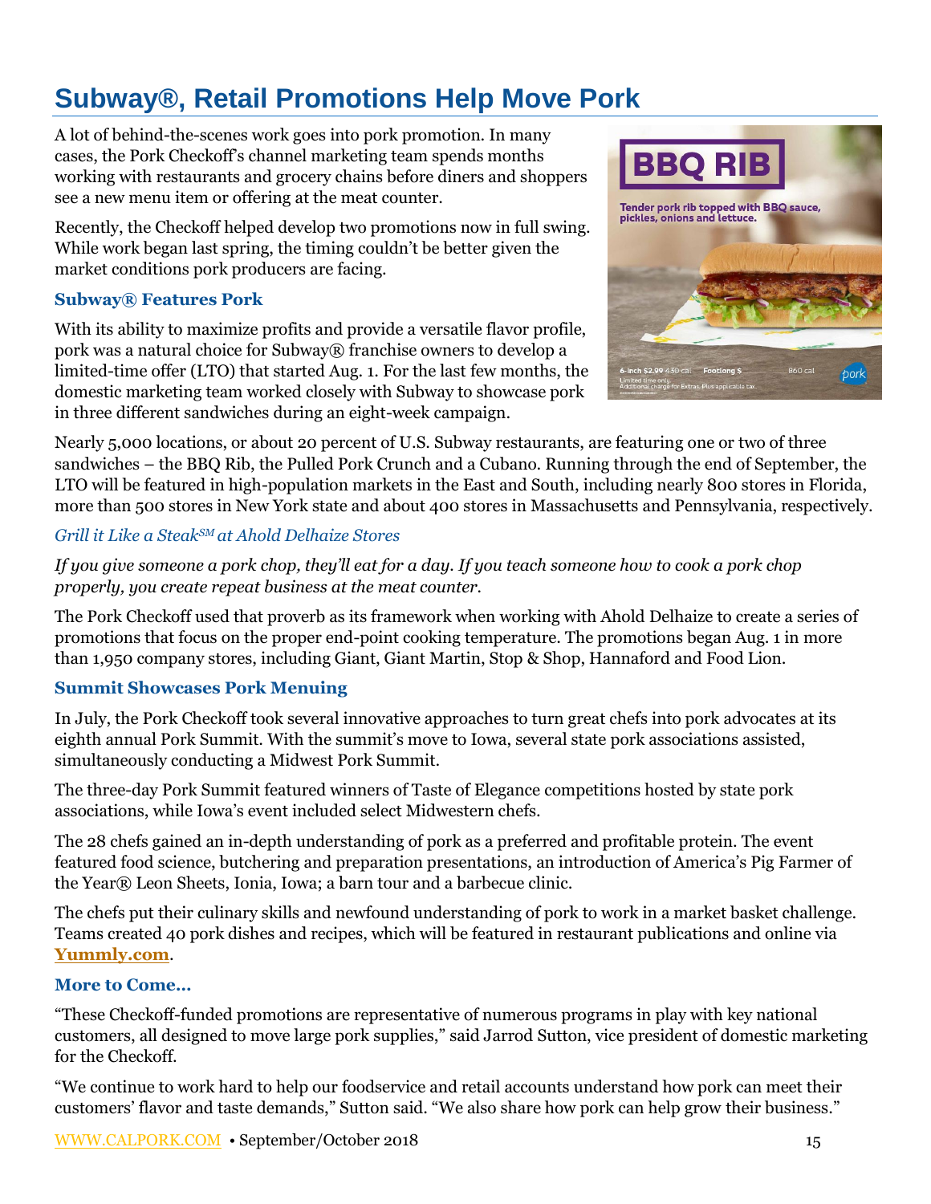# Subway®, Retail Promotions Help Move Pork

A lot of behind-the-scenes work goes into pork promotion. In many cases, the Pork Checkoff's channel marketing team spends months working with restaurants and grocery chains before diners and shoppers see a new menu item or offering at the meat counter.

Recently, the Checkoff helped develop two promotions now in full swing. While work began last spring, the timing couldn't be better given the market conditions pork producers are facing.

### Subway® Features Pork

With its ability to maximize profits and provide a versatile flavor profile, pork was a natural choice for Subway® franchise owners to develop a limited-time offer (LTO) that started Aug. 1. For the last few months, the domestic marketing team worked closely with Subway to showcase pork in three different sandwiches during an eight-week campaign.

Nearly 5,000 locations, or about 20 percent of U.S. Subway restaurants, are featuring one or two of three sandwiches – the BBQ Rib, the Pulled Pork Crunch and a Cubano. Running through the end of September, the LTO will be featured in high-population markets in the East and South, including nearly 800 stores in Florida, more than 500 stores in New York state and about 400 stores in Massachusetts and Pennsylvania, respectively.

### *Grill it Like a Steak[SM] at Ahold Delhaize Stores*

*If you give someone a pork chop, they'll eat for a day. If you teach someone how to cook a pork chop properly, you create repeat business at the meat counter.*

The Pork Checkoff used that proverb as its framework when working with Ahold Delhaize to create a series of promotions that focus on the proper end-point cooking temperature. The promotions began Aug. 1 in more than 1,950 company stores, including Giant, Giant Martin, Stop & Shop, Hannaford and Food Lion.

### Summit Showcases Pork Menuing

In July, the Pork Checkoff took several innovative approaches to turn great chefs into pork advocates at its eighth annual Pork Summit. With the summit's move to Iowa, several state pork associations assisted, simultaneously conducting a Midwest Pork Summit.

The three-day Pork Summit featured winners of Taste of Elegance competitions hosted by state pork associations, while Iowa's event included select Midwestern chefs.

The 28 chefs gained an in-depth understanding of pork as a preferred and profitable protein. The event featured food science, butchering and preparation presentations, an introduction of America's Pig Farmer of the Year® Leon Sheets, Ionia, Iowa; a barn tour and a barbecue clinic.

The chefs put their culinary skills and newfound understanding of pork to work in a market basket challenge. Teams created 40 pork dishes and recipes, which will be featured in restaurant publications and online via **Yummly.com**.

### More to Come…

"These Checkoff-funded promotions are representative of numerous programs in play with key national customers, all designed to move large pork supplies," said Jarrod Sutton, vice president of domestic marketing for the Checkoff.

"We continue to work hard to help our foodservice and retail accounts understand how pork can meet their customers' flavor and taste demands," Sutton said. "We also share how pork can help grow their business."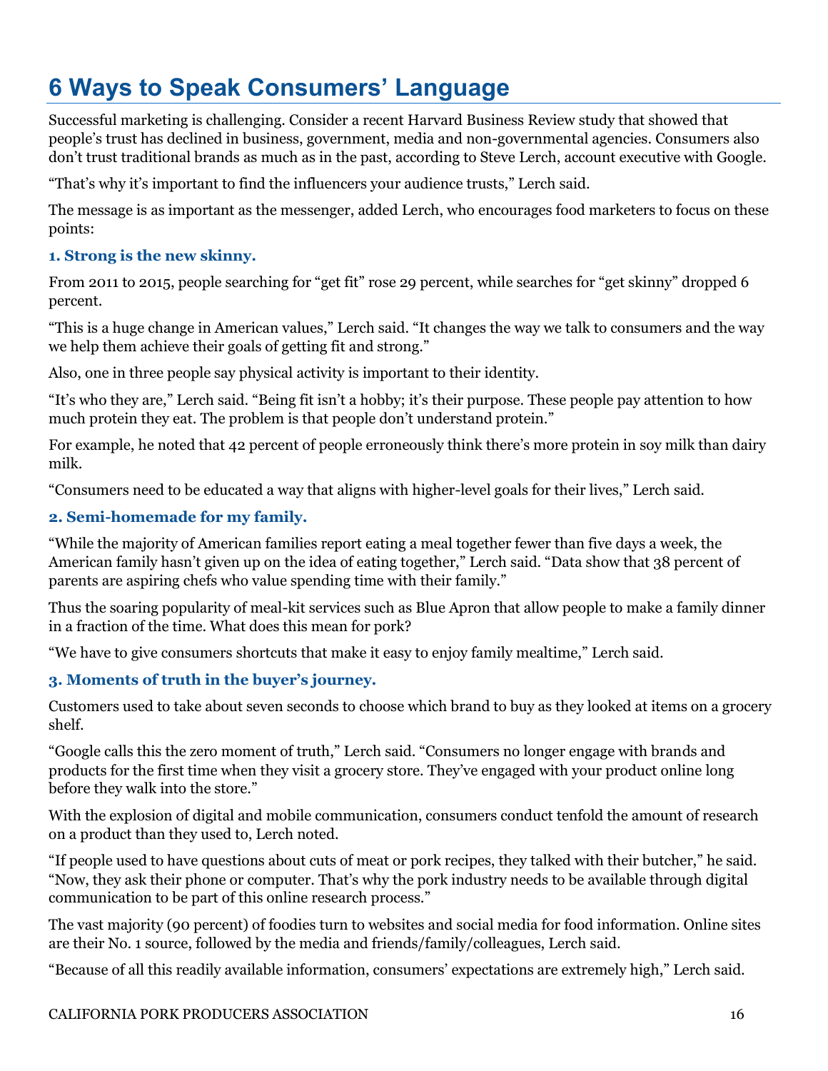# 6 Ways to Speak Consumers' Language

Successful marketing is challenging. Consider a recent Harvard Business Review study that showed that people's trust has declined in business, government, media and non-governmental agencies. Consumers also don't trust traditional brands as much as in the past, according to Steve Lerch, account executive with Google.

"That's why it's important to find the influencers your audience trusts," Lerch said.

The message is as important as the messenger, added Lerch, who encourages food marketers to focus on these points:

### 1. Strong is the new skinny.

From 2011 to 2015, people searching for "get fit" rose 29 percent, while searches for "get skinny" dropped 6 percent.

"This is a huge change in American values," Lerch said. "It changes the way we talk to consumers and the way we help them achieve their goals of getting fit and strong."

Also, one in three people say physical activity is important to their identity.

"It's who they are," Lerch said. "Being fit isn't a hobby; it's their purpose. These people pay attention to how much protein they eat. The problem is that people don't understand protein."

For example, he noted that 42 percent of people erroneously think there's more protein in soy milk than dairy milk.

"Consumers need to be educated a way that aligns with higher-level goals for their lives," Lerch said.

### 2. Semi-homemade for my family.

"While the majority of American families report eating a meal together fewer than five days a week, the American family hasn't given up on the idea of eating together," Lerch said. "Data show that 38 percent of parents are aspiring chefs who value spending time with their family."

Thus the soaring popularity of meal-kit services such as Blue Apron that allow people to make a family dinner in a fraction of the time. What does this mean for pork?

"We have to give consumers shortcuts that make it easy to enjoy family mealtime," Lerch said.

### 3. Moments of truth in the buyer's journey.

Customers used to take about seven seconds to choose which brand to buy as they looked at items on a grocery shelf.

"Google calls this the zero moment of truth," Lerch said. "Consumers no longer engage with brands and products for the first time when they visit a grocery store. They've engaged with your product online long before they walk into the store."

With the explosion of digital and mobile communication, consumers conduct tenfold the amount of research on a product than they used to, Lerch noted.

"If people used to have questions about cuts of meat or pork recipes, they talked with their butcher," he said. "Now, they ask their phone or computer. That's why the pork industry needs to be available through digital communication to be part of this online research process."

The vast majority (90 percent) of foodies turn to websites and social media for food information. Online sites are their No. 1 source, followed by the media and friends/family/colleagues, Lerch said.

"Because of all this readily available information, consumers' expectations are extremely high," Lerch said.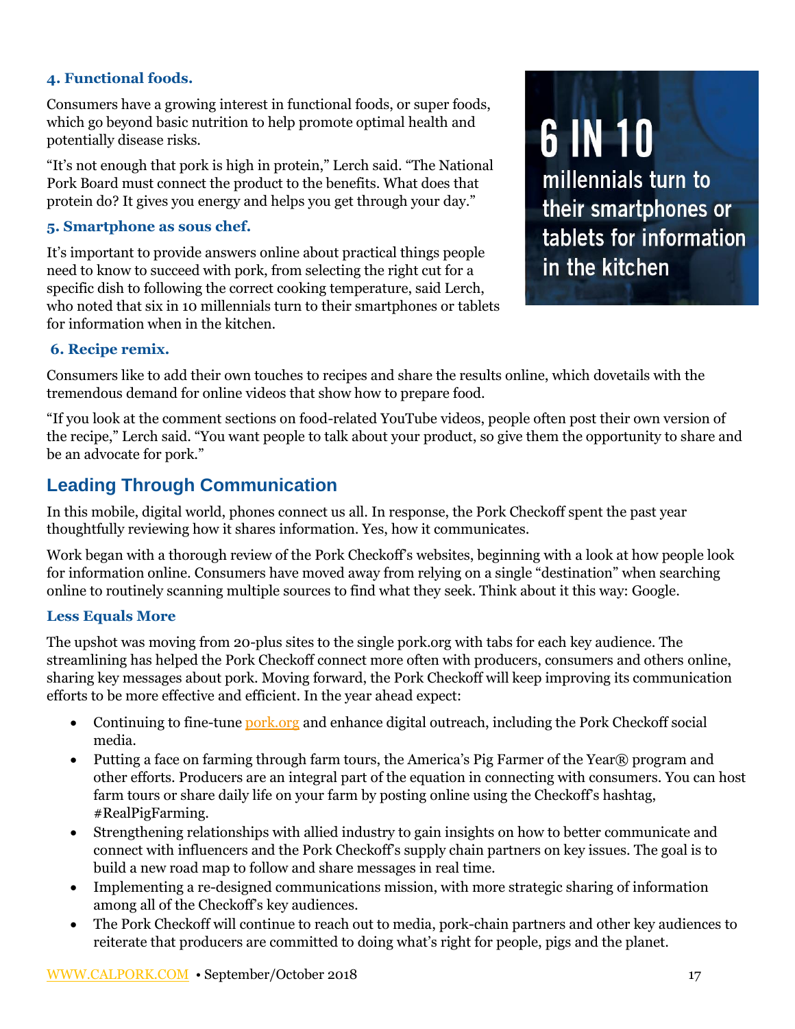### 4. Functional foods.

Consumers have a growing interest in functional foods, or super foods, which go beyond basic nutrition to help promote optimal health and potentially disease risks.

"It's not enough that pork is high in protein," Lerch said. "The National Pork Board must connect the product to the benefits. What does that protein do? It gives you energy and helps you get through your day."

### 5. Smartphone as sous chef.

It's important to provide answers online about practical things people need to know to succeed with pork, from selecting the right cut for a specific dish to following the correct cooking temperature, said Lerch, who noted that six in 10 millennials turn to their smartphones or tablets for information when in the kitchen.

**6 IN 10**
millennials turn to their smartphones or tablets for information in the kitchen

### 6. Recipe remix.

Consumers like to add their own touches to recipes and share the results online, which dovetails with the tremendous demand for online videos that show how to prepare food.

"If you look at the comment sections on food-related YouTube videos, people often post their own version of the recipe," Lerch said. "You want people to talk about your product, so give them the opportunity to share and be an advocate for pork."

## Leading Through Communication

In this mobile, digital world, phones connect us all. In response, the Pork Checkoff spent the past year thoughtfully reviewing how it shares information. Yes, how it communicates.

Work began with a thorough review of the Pork Checkoff's websites, beginning with a look at how people look for information online. Consumers have moved away from relying on a single "destination" when searching online to routinely scanning multiple sources to find what they seek. Think about it this way: Google.

### Less Equals More

The upshot was moving from 20-plus sites to the single pork.org with tabs for each key audience. The streamlining has helped the Pork Checkoff connect more often with producers, consumers and others online, sharing key messages about pork. Moving forward, the Pork Checkoff will keep improving its communication efforts to be more effective and efficient. In the year ahead expect:

- Continuing to fine-tune pork.org and enhance digital outreach, including the Pork Checkoff social media.
- Putting a face on farming through farm tours, the America's Pig Farmer of the Year® program and other efforts. Producers are an integral part of the equation in connecting with consumers. You can host farm tours or share daily life on your farm by posting online using the Checkoff's hashtag, #RealPigFarming.
- Strengthening relationships with allied industry to gain insights on how to better communicate and connect with influencers and the Pork Checkoff's supply chain partners on key issues. The goal is to build a new road map to follow and share messages in real time.
- Implementing a re-designed communications mission, with more strategic sharing of information among all of the Checkoff's key audiences.
- The Pork Checkoff will continue to reach out to media, pork-chain partners and other key audiences to reiterate that producers are committed to doing what's right for people, pigs and the planet.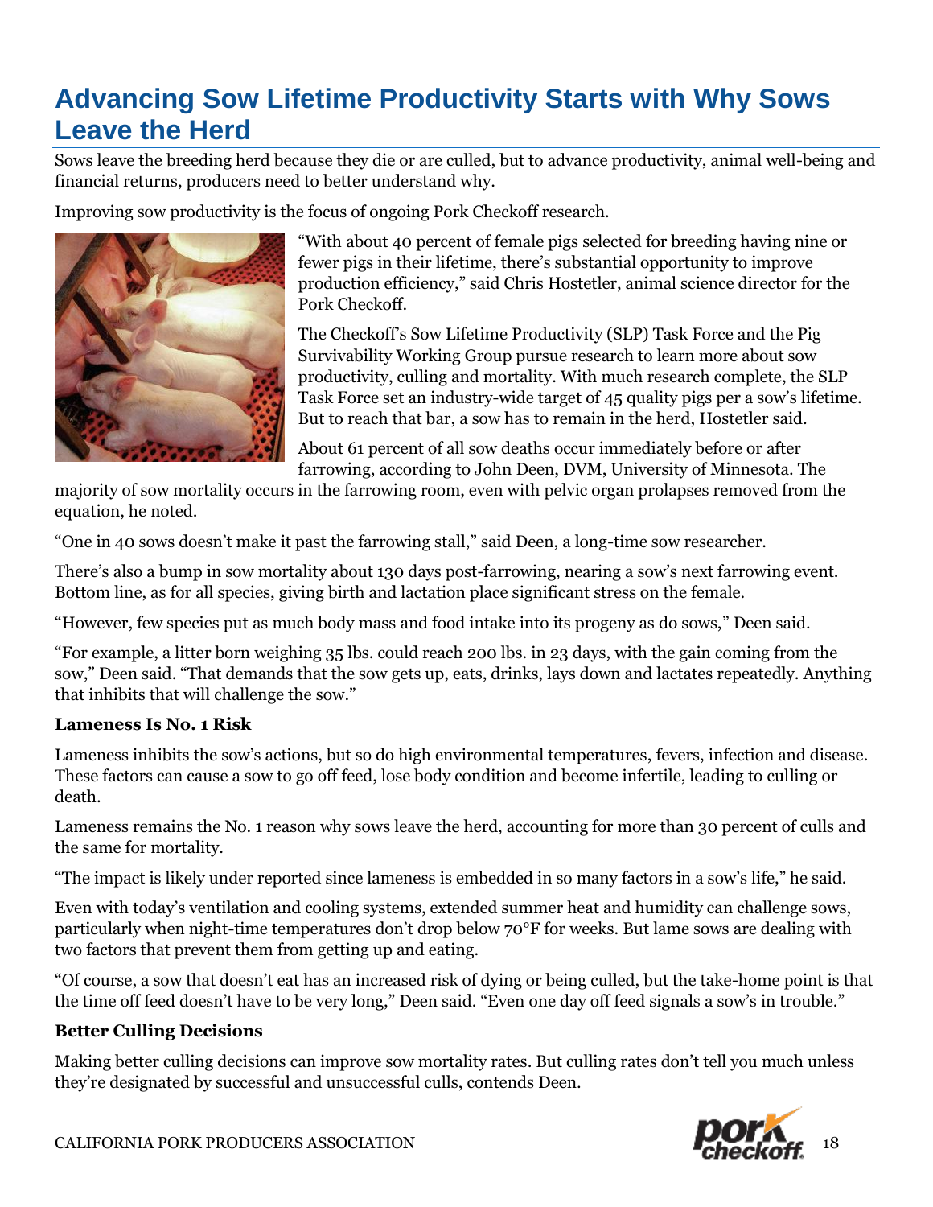# Advancing Sow Lifetime Productivity Starts with Why Sows Leave the Herd

Sows leave the breeding herd because they die or are culled, but to advance productivity, animal well-being and financial returns, producers need to better understand why.

Improving sow productivity is the focus of ongoing Pork Checkoff research.

"With about 40 percent of female pigs selected for breeding having nine or fewer pigs in their lifetime, there's substantial opportunity to improve production efficiency," said Chris Hostetler, animal science director for the Pork Checkoff.

The Checkoff's Sow Lifetime Productivity (SLP) Task Force and the Pig Survivability Working Group pursue research to learn more about sow productivity, culling and mortality. With much research complete, the SLP Task Force set an industry-wide target of 45 quality pigs per a sow's lifetime. But to reach that bar, a sow has to remain in the herd, Hostetler said.

About 61 percent of all sow deaths occur immediately before or after farrowing, according to John Deen, DVM, University of Minnesota. The majority of sow mortality occurs in the farrowing room, even with pelvic organ prolapses removed from the equation, he noted.

"One in 40 sows doesn't make it past the farrowing stall," said Deen, a long-time sow researcher.

There's also a bump in sow mortality about 130 days post-farrowing, nearing a sow's next farrowing event. Bottom line, as for all species, giving birth and lactation place significant stress on the female.

"However, few species put as much body mass and food intake into its progeny as do sows," Deen said.

"For example, a litter born weighing 35 lbs. could reach 200 lbs. in 23 days, with the gain coming from the sow," Deen said. "That demands that the sow gets up, eats, drinks, lays down and lactates repeatedly. Anything that inhibits that will challenge the sow."

**Lameness Is No. 1 Risk**

Lameness inhibits the sow's actions, but so do high environmental temperatures, fevers, infection and disease. These factors can cause a sow to go off feed, lose body condition and become infertile, leading to culling or death.

Lameness remains the No. 1 reason why sows leave the herd, accounting for more than 30 percent of culls and the same for mortality.

"The impact is likely under reported since lameness is embedded in so many factors in a sow's life," he said.

Even with today's ventilation and cooling systems, extended summer heat and humidity can challenge sows, particularly when night-time temperatures don't drop below 70°F for weeks. But lame sows are dealing with two factors that prevent them from getting up and eating.

"Of course, a sow that doesn't eat has an increased risk of dying or being culled, but the take-home point is that the time off feed doesn't have to be very long," Deen said. "Even one day off feed signals a sow's in trouble."

**Better Culling Decisions**

Making better culling decisions can improve sow mortality rates. But culling rates don't tell you much unless they're designated by successful and unsuccessful culls, contends Deen.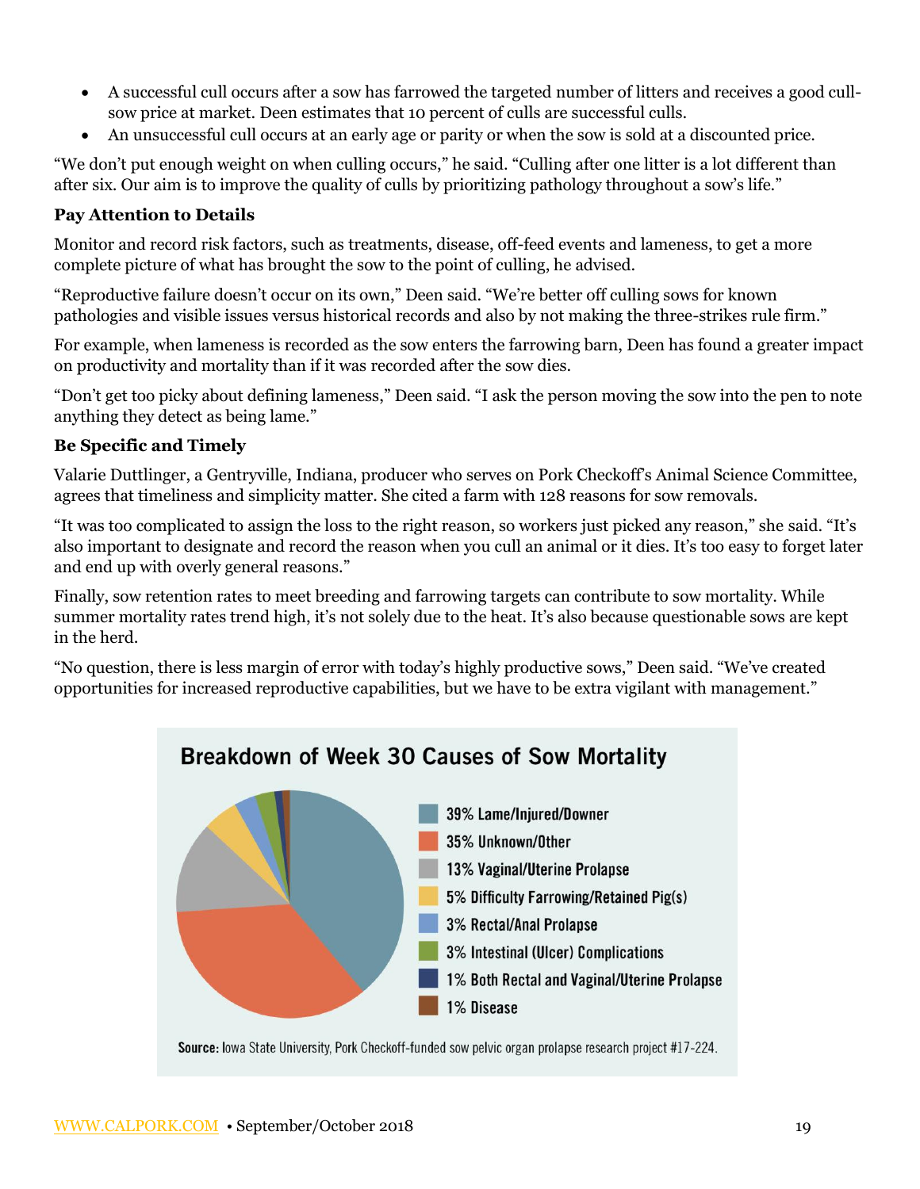- A successful cull occurs after a sow has farrowed the targeted number of litters and receives a good cull-sow price at market. Deen estimates that 10 percent of culls are successful culls.
- An unsuccessful cull occurs at an early age or parity or when the sow is sold at a discounted price.

"We don't put enough weight on when culling occurs," he said. "Culling after one litter is a lot different than after six. Our aim is to improve the quality of culls by prioritizing pathology throughout a sow's life."

**Pay Attention to Details**

Monitor and record risk factors, such as treatments, disease, off-feed events and lameness, to get a more complete picture of what has brought the sow to the point of culling, he advised.

"Reproductive failure doesn't occur on its own," Deen said. "We're better off culling sows for known pathologies and visible issues versus historical records and also by not making the three-strikes rule firm."

For example, when lameness is recorded as the sow enters the farrowing barn, Deen has found a greater impact on productivity and mortality than if it was recorded after the sow dies.

"Don't get too picky about defining lameness," Deen said. "I ask the person moving the sow into the pen to note anything they detect as being lame."

**Be Specific and Timely**

Valarie Duttlinger, a Gentryville, Indiana, producer who serves on Pork Checkoff's Animal Science Committee, agrees that timeliness and simplicity matter. She cited a farm with 128 reasons for sow removals.

"It was too complicated to assign the loss to the right reason, so workers just picked any reason," she said. "It's also important to designate and record the reason when you cull an animal or it dies. It's too easy to forget later and end up with overly general reasons."

Finally, sow retention rates to meet breeding and farrowing targets can contribute to sow mortality. While summer mortality rates trend high, it's not solely due to the heat. It's also because questionable sows are kept in the herd.

"No question, there is less margin of error with today's highly productive sows," Deen said. "We've created opportunities for increased reproductive capabilities, but we have to be extra vigilant with management."

**Breakdown of Week 30 Causes of Sow Mortality**

39% Lame/Injured/Downer
35% Unknown/Other
13% Vaginal/Uterine Prolapse
5% Difficulty Farrowing/Retained Pig(s)
3% Rectal/Anal Prolapse
3% Intestinal (Ulcer) Complications
1% Both Rectal and Vaginal/Uterine Prolapse
1% Disease

**Source:** Iowa State University, Pork Checkoff-funded sow pelvic organ prolapse research project #17-224.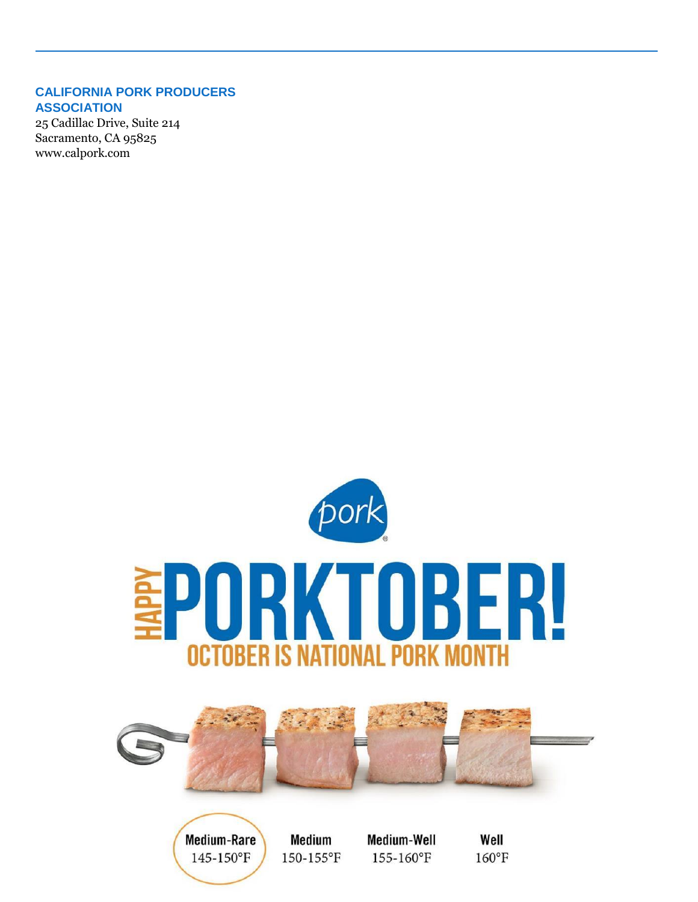**CALIFORNIA PORK PRODUCERS ASSOCIATION**
25 Cadillac Drive, Suite 214
Sacramento, CA 95825
www.calpork.com

pork

HAPPY PORKTOBER!

OCTOBER IS NATIONAL PORK MONTH

Medium-Rare
145-150°F

Medium
150-155°F

Medium-Well
155-160°F

Well
160°F